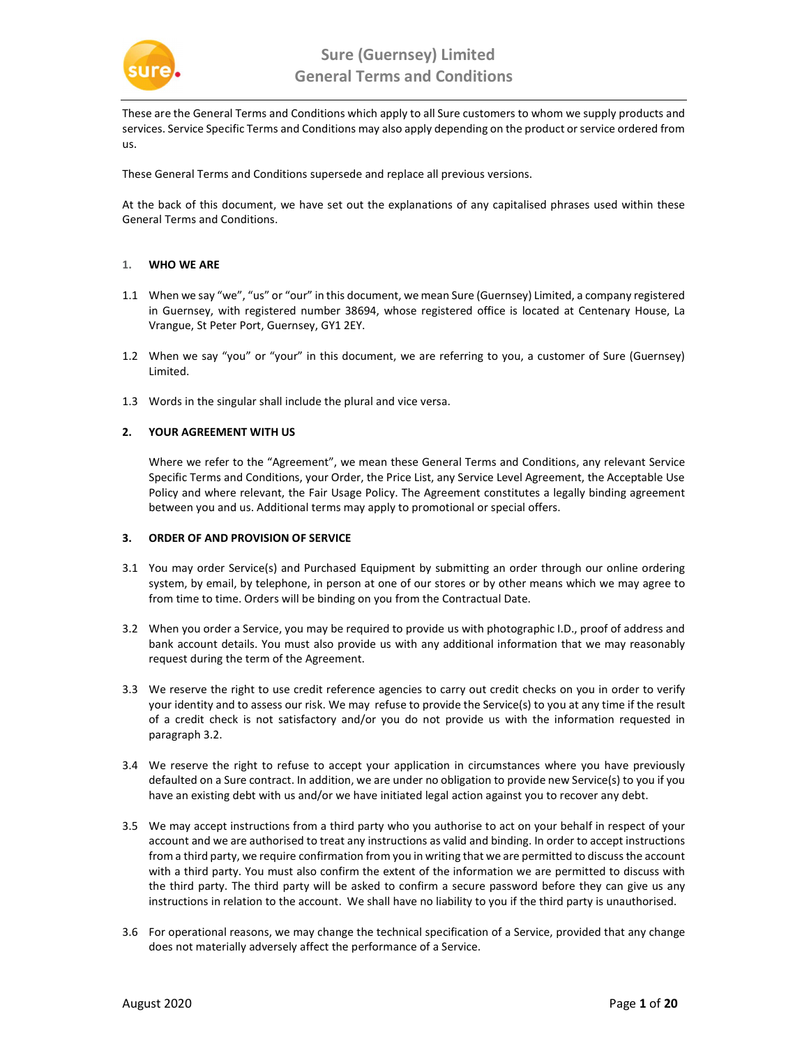# Sure (Guernsey) Limited
# General Terms and Conditions

These are the General Terms and Conditions which apply to all Sure customers to whom we supply products and services. Service Specific Terms and Conditions may also apply depending on the product or service ordered from us.

These General Terms and Conditions supersede and replace all previous versions.

At the back of this document, we have set out the explanations of any capitalised phrases used within these General Terms and Conditions.

## 1. WHO WE ARE

1.1 When we say "we", "us" or "our" in this document, we mean Sure (Guernsey) Limited, a company registered in Guernsey, with registered number 38694, whose registered office is located at Centenary House, La Vrangue, St Peter Port, Guernsey, GY1 2EY.

1.2 When we say "you" or "your" in this document, we are referring to you, a customer of Sure (Guernsey) Limited.

1.3 Words in the singular shall include the plural and vice versa.

## 2. YOUR AGREEMENT WITH US

Where we refer to the "Agreement", we mean these General Terms and Conditions, any relevant Service Specific Terms and Conditions, your Order, the Price List, any Service Level Agreement, the Acceptable Use Policy and where relevant, the Fair Usage Policy. The Agreement constitutes a legally binding agreement between you and us. Additional terms may apply to promotional or special offers.

## 3. ORDER OF AND PROVISION OF SERVICE

3.1 You may order Service(s) and Purchased Equipment by submitting an order through our online ordering system, by email, by telephone, in person at one of our stores or by other means which we may agree to from time to time. Orders will be binding on you from the Contractual Date.

3.2 When you order a Service, you may be required to provide us with photographic I.D., proof of address and bank account details. You must also provide us with any additional information that we may reasonably request during the term of the Agreement.

3.3 We reserve the right to use credit reference agencies to carry out credit checks on you in order to verify your identity and to assess our risk. We may refuse to provide the Service(s) to you at any time if the result of a credit check is not satisfactory and/or you do not provide us with the information requested in paragraph 3.2.

3.4 We reserve the right to refuse to accept your application in circumstances where you have previously defaulted on a Sure contract. In addition, we are under no obligation to provide new Service(s) to you if you have an existing debt with us and/or we have initiated legal action against you to recover any debt.

3.5 We may accept instructions from a third party who you authorise to act on your behalf in respect of your account and we are authorised to treat any instructions as valid and binding. In order to accept instructions from a third party, we require confirmation from you in writing that we are permitted to discuss the account with a third party. You must also confirm the extent of the information we are permitted to discuss with the third party. The third party will be asked to confirm a secure password before they can give us any instructions in relation to the account. We shall have no liability to you if the third party is unauthorised.

3.6 For operational reasons, we may change the technical specification of a Service, provided that any change does not materially adversely affect the performance of a Service.

August 2020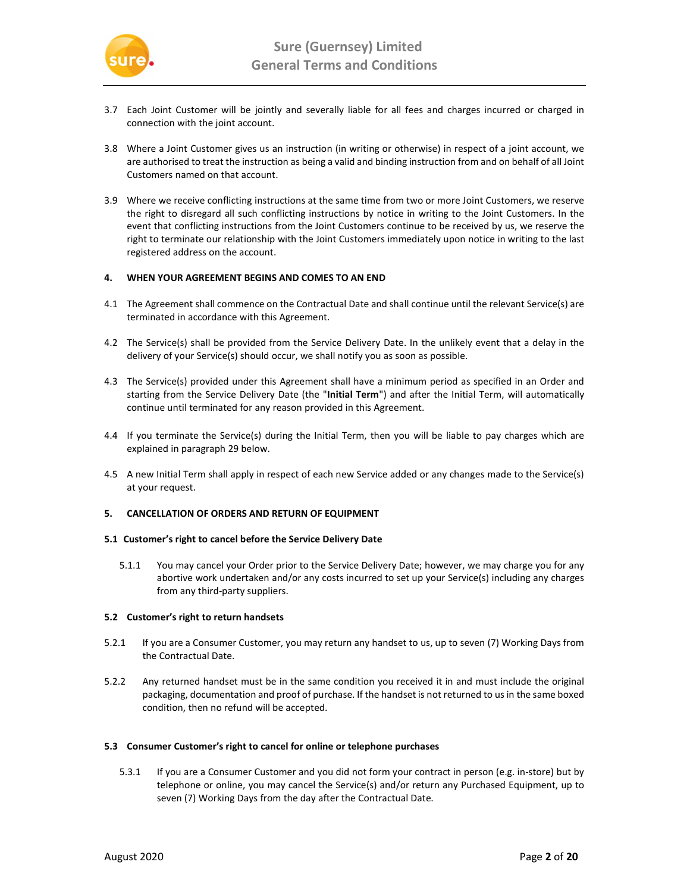3.7 Each Joint Customer will be jointly and severally liable for all fees and charges incurred or charged in connection with the joint account.

3.8 Where a Joint Customer gives us an instruction (in writing or otherwise) in respect of a joint account, we are authorised to treat the instruction as being a valid and binding instruction from and on behalf of all Joint Customers named on that account.

3.9 Where we receive conflicting instructions at the same time from two or more Joint Customers, we reserve the right to disregard all such conflicting instructions by notice in writing to the Joint Customers. In the event that conflicting instructions from the Joint Customers continue to be received by us, we reserve the right to terminate our relationship with the Joint Customers immediately upon notice in writing to the last registered address on the account.

## 4. WHEN YOUR AGREEMENT BEGINS AND COMES TO AN END

4.1 The Agreement shall commence on the Contractual Date and shall continue until the relevant Service(s) are terminated in accordance with this Agreement.

4.2 The Service(s) shall be provided from the Service Delivery Date. In the unlikely event that a delay in the delivery of your Service(s) should occur, we shall notify you as soon as possible.

4.3 The Service(s) provided under this Agreement shall have a minimum period as specified in an Order and starting from the Service Delivery Date (the "**Initial Term**") and after the Initial Term, will automatically continue until terminated for any reason provided in this Agreement.

4.4 If you terminate the Service(s) during the Initial Term, then you will be liable to pay charges which are explained in paragraph 29 below.

4.5 A new Initial Term shall apply in respect of each new Service added or any changes made to the Service(s) at your request.

## 5. CANCELLATION OF ORDERS AND RETURN OF EQUIPMENT

### 5.1 Customer's right to cancel before the Service Delivery Date

5.1.1 You may cancel your Order prior to the Service Delivery Date; however, we may charge you for any abortive work undertaken and/or any costs incurred to set up your Service(s) including any charges from any third-party suppliers.

### 5.2 Customer's right to return handsets

5.2.1 If you are a Consumer Customer, you may return any handset to us, up to seven (7) Working Days from the Contractual Date.

5.2.2 Any returned handset must be in the same condition you received it in and must include the original packaging, documentation and proof of purchase. If the handset is not returned to us in the same boxed condition, then no refund will be accepted.

### 5.3 Consumer Customer's right to cancel for online or telephone purchases

5.3.1 If you are a Consumer Customer and you did not form your contract in person (e.g. in-store) but by telephone or online, you may cancel the Service(s) and/or return any Purchased Equipment, up to seven (7) Working Days from the day after the Contractual Date.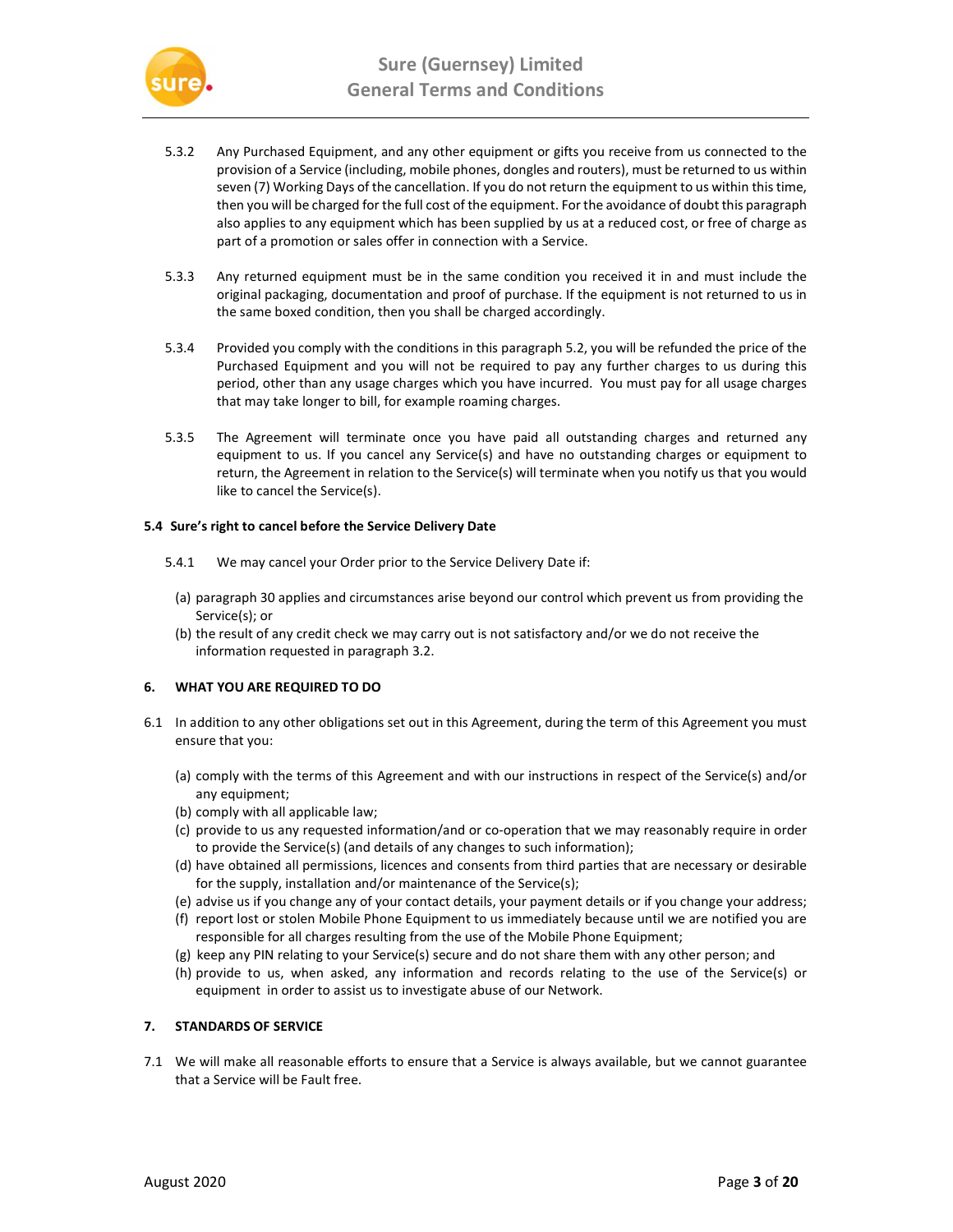5.3.2 Any Purchased Equipment, and any other equipment or gifts you receive from us connected to the provision of a Service (including, mobile phones, dongles and routers), must be returned to us within seven (7) Working Days of the cancellation. If you do not return the equipment to us within this time, then you will be charged for the full cost of the equipment. For the avoidance of doubt this paragraph also applies to any equipment which has been supplied by us at a reduced cost, or free of charge as part of a promotion or sales offer in connection with a Service.

5.3.3 Any returned equipment must be in the same condition you received it in and must include the original packaging, documentation and proof of purchase. If the equipment is not returned to us in the same boxed condition, then you shall be charged accordingly.

5.3.4 Provided you comply with the conditions in this paragraph 5.2, you will be refunded the price of the Purchased Equipment and you will not be required to pay any further charges to us during this period, other than any usage charges which you have incurred. You must pay for all usage charges that may take longer to bill, for example roaming charges.

5.3.5 The Agreement will terminate once you have paid all outstanding charges and returned any equipment to us. If you cancel any Service(s) and have no outstanding charges or equipment to return, the Agreement in relation to the Service(s) will terminate when you notify us that you would like to cancel the Service(s).

**5.4 Sure's right to cancel before the Service Delivery Date**

5.4.1 We may cancel your Order prior to the Service Delivery Date if:

(a) paragraph 30 applies and circumstances arise beyond our control which prevent us from providing the Service(s); or
(b) the result of any credit check we may carry out is not satisfactory and/or we do not receive the information requested in paragraph 3.2.

## 6. WHAT YOU ARE REQUIRED TO DO

6.1 In addition to any other obligations set out in this Agreement, during the term of this Agreement you must ensure that you:

(a) comply with the terms of this Agreement and with our instructions in respect of the Service(s) and/or any equipment;
(b) comply with all applicable law;
(c) provide to us any requested information/and or co-operation that we may reasonably require in order to provide the Service(s) (and details of any changes to such information);
(d) have obtained all permissions, licences and consents from third parties that are necessary or desirable for the supply, installation and/or maintenance of the Service(s);
(e) advise us if you change any of your contact details, your payment details or if you change your address;
(f) report lost or stolen Mobile Phone Equipment to us immediately because until we are notified you are responsible for all charges resulting from the use of the Mobile Phone Equipment;
(g) keep any PIN relating to your Service(s) secure and do not share them with any other person; and
(h) provide to us, when asked, any information and records relating to the use of the Service(s) or equipment in order to assist us to investigate abuse of our Network.

## 7. STANDARDS OF SERVICE

7.1 We will make all reasonable efforts to ensure that a Service is always available, but we cannot guarantee that a Service will be Fault free.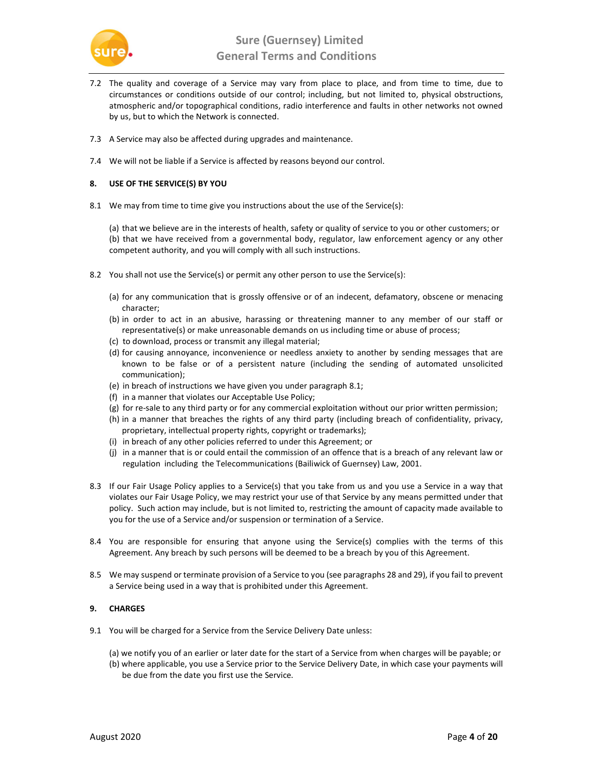7.2 The quality and coverage of a Service may vary from place to place, and from time to time, due to circumstances or conditions outside of our control; including, but not limited to, physical obstructions, atmospheric and/or topographical conditions, radio interference and faults in other networks not owned by us, but to which the Network is connected.

7.3 A Service may also be affected during upgrades and maintenance.

7.4 We will not be liable if a Service is affected by reasons beyond our control.

## 8. USE OF THE SERVICE(S) BY YOU

8.1 We may from time to time give you instructions about the use of the Service(s):

(a) that we believe are in the interests of health, safety or quality of service to you or other customers; or
(b) that we have received from a governmental body, regulator, law enforcement agency or any other competent authority, and you will comply with all such instructions.

8.2 You shall not use the Service(s) or permit any other person to use the Service(s):

(a) for any communication that is grossly offensive or of an indecent, defamatory, obscene or menacing character;
(b) in order to act in an abusive, harassing or threatening manner to any member of our staff or representative(s) or make unreasonable demands on us including time or abuse of process;
(c) to download, process or transmit any illegal material;
(d) for causing annoyance, inconvenience or needless anxiety to another by sending messages that are known to be false or of a persistent nature (including the sending of automated unsolicited communication);
(e) in breach of instructions we have given you under paragraph 8.1;
(f) in a manner that violates our Acceptable Use Policy;
(g) for re-sale to any third party or for any commercial exploitation without our prior written permission;
(h) in a manner that breaches the rights of any third party (including breach of confidentiality, privacy, proprietary, intellectual property rights, copyright or trademarks);
(i) in breach of any other policies referred to under this Agreement; or
(j) in a manner that is or could entail the commission of an offence that is a breach of any relevant law or regulation including the Telecommunications (Bailiwick of Guernsey) Law, 2001.

8.3 If our Fair Usage Policy applies to a Service(s) that you take from us and you use a Service in a way that violates our Fair Usage Policy, we may restrict your use of that Service by any means permitted under that policy. Such action may include, but is not limited to, restricting the amount of capacity made available to you for the use of a Service and/or suspension or termination of a Service.

8.4 You are responsible for ensuring that anyone using the Service(s) complies with the terms of this Agreement. Any breach by such persons will be deemed to be a breach by you of this Agreement.

8.5 We may suspend or terminate provision of a Service to you (see paragraphs 28 and 29), if you fail to prevent a Service being used in a way that is prohibited under this Agreement.

## 9. CHARGES

9.1 You will be charged for a Service from the Service Delivery Date unless:

(a) we notify you of an earlier or later date for the start of a Service from when charges will be payable; or
(b) where applicable, you use a Service prior to the Service Delivery Date, in which case your payments will be due from the date you first use the Service.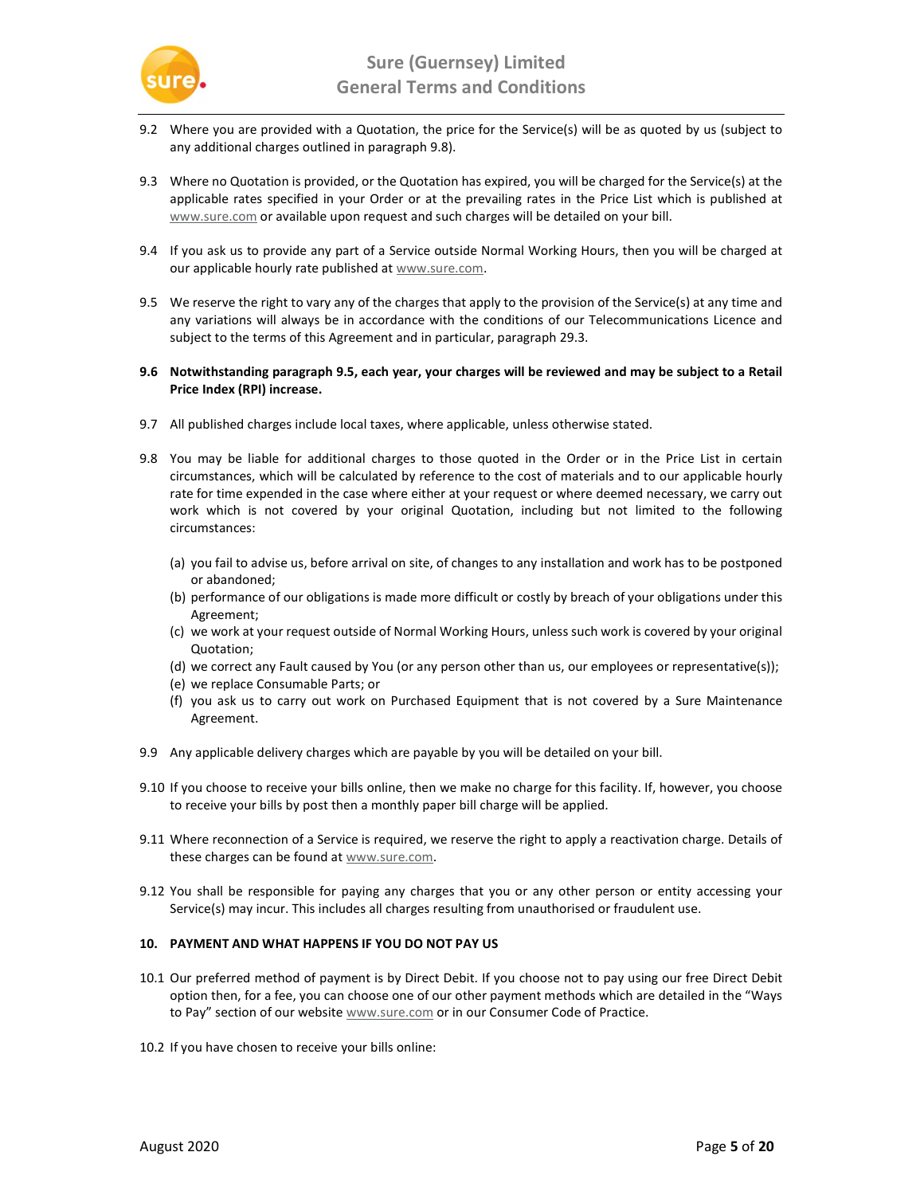9.2 Where you are provided with a Quotation, the price for the Service(s) will be as quoted by us (subject to any additional charges outlined in paragraph 9.8).

9.3 Where no Quotation is provided, or the Quotation has expired, you will be charged for the Service(s) at the applicable rates specified in your Order or at the prevailing rates in the Price List which is published at www.sure.com or available upon request and such charges will be detailed on your bill.

9.4 If you ask us to provide any part of a Service outside Normal Working Hours, then you will be charged at our applicable hourly rate published at www.sure.com.

9.5 We reserve the right to vary any of the charges that apply to the provision of the Service(s) at any time and any variations will always be in accordance with the conditions of our Telecommunications Licence and subject to the terms of this Agreement and in particular, paragraph 29.3.

**9.6 Notwithstanding paragraph 9.5, each year, your charges will be reviewed and may be subject to a Retail Price Index (RPI) increase.**

9.7 All published charges include local taxes, where applicable, unless otherwise stated.

9.8 You may be liable for additional charges to those quoted in the Order or in the Price List in certain circumstances, which will be calculated by reference to the cost of materials and to our applicable hourly rate for time expended in the case where either at your request or where deemed necessary, we carry out work which is not covered by your original Quotation, including but not limited to the following circumstances:

(a) you fail to advise us, before arrival on site, of changes to any installation and work has to be postponed or abandoned;
(b) performance of our obligations is made more difficult or costly by breach of your obligations under this Agreement;
(c) we work at your request outside of Normal Working Hours, unless such work is covered by your original Quotation;
(d) we correct any Fault caused by You (or any person other than us, our employees or representative(s));
(e) we replace Consumable Parts; or
(f) you ask us to carry out work on Purchased Equipment that is not covered by a Sure Maintenance Agreement.

9.9 Any applicable delivery charges which are payable by you will be detailed on your bill.

9.10 If you choose to receive your bills online, then we make no charge for this facility. If, however, you choose to receive your bills by post then a monthly paper bill charge will be applied.

9.11 Where reconnection of a Service is required, we reserve the right to apply a reactivation charge. Details of these charges can be found at www.sure.com.

9.12 You shall be responsible for paying any charges that you or any other person or entity accessing your Service(s) may incur. This includes all charges resulting from unauthorised or fraudulent use.

**10. PAYMENT AND WHAT HAPPENS IF YOU DO NOT PAY US**

10.1 Our preferred method of payment is by Direct Debit. If you choose not to pay using our free Direct Debit option then, for a fee, you can choose one of our other payment methods which are detailed in the "Ways to Pay" section of our website www.sure.com or in our Consumer Code of Practice.

10.2 If you have chosen to receive your bills online: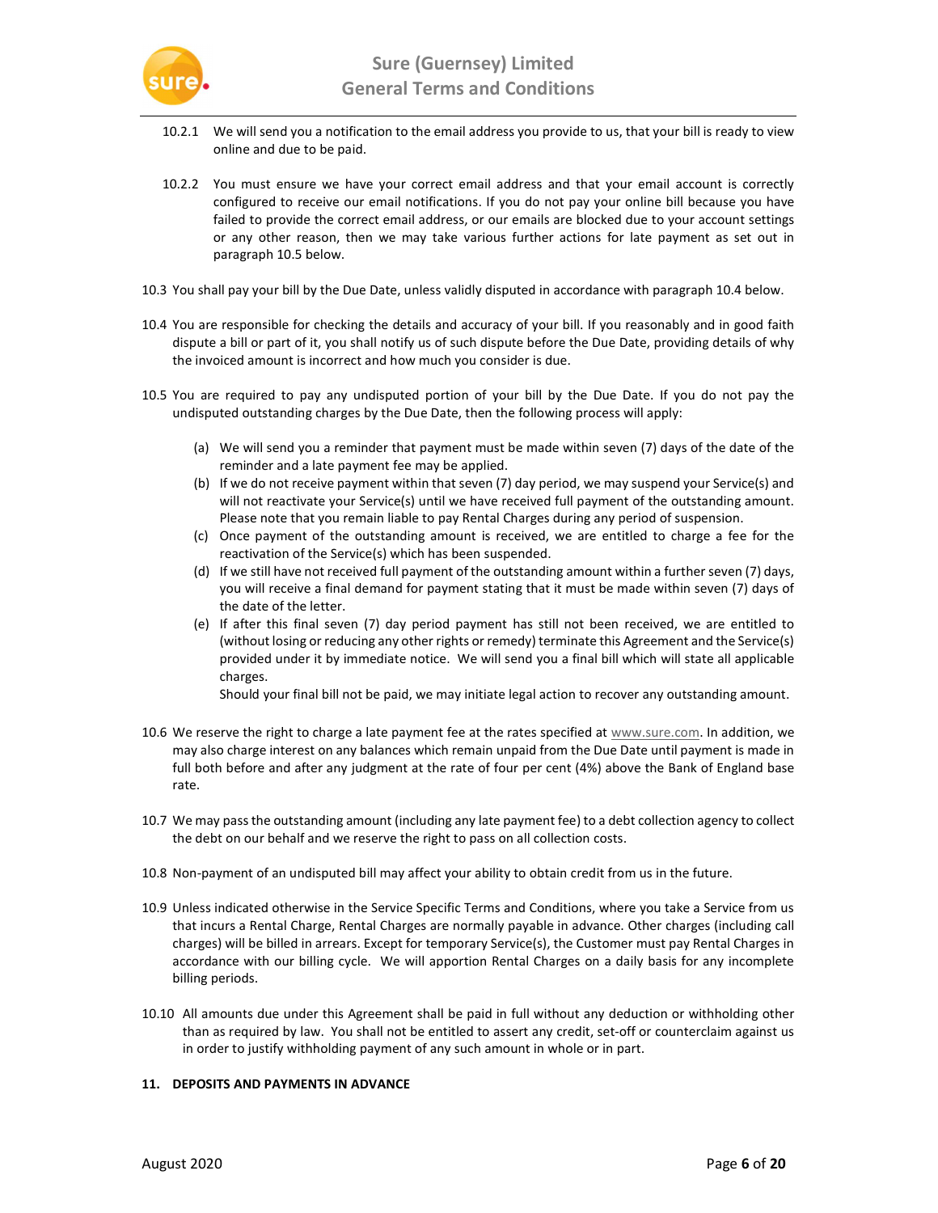10.2.1 We will send you a notification to the email address you provide to us, that your bill is ready to view online and due to be paid.

10.2.2 You must ensure we have your correct email address and that your email account is correctly configured to receive our email notifications. If you do not pay your online bill because you have failed to provide the correct email address, or our emails are blocked due to your account settings or any other reason, then we may take various further actions for late payment as set out in paragraph 10.5 below.

10.3 You shall pay your bill by the Due Date, unless validly disputed in accordance with paragraph 10.4 below.

10.4 You are responsible for checking the details and accuracy of your bill. If you reasonably and in good faith dispute a bill or part of it, you shall notify us of such dispute before the Due Date, providing details of why the invoiced amount is incorrect and how much you consider is due.

10.5 You are required to pay any undisputed portion of your bill by the Due Date. If you do not pay the undisputed outstanding charges by the Due Date, then the following process will apply:

(a) We will send you a reminder that payment must be made within seven (7) days of the date of the reminder and a late payment fee may be applied.

(b) If we do not receive payment within that seven (7) day period, we may suspend your Service(s) and will not reactivate your Service(s) until we have received full payment of the outstanding amount. Please note that you remain liable to pay Rental Charges during any period of suspension.

(c) Once payment of the outstanding amount is received, we are entitled to charge a fee for the reactivation of the Service(s) which has been suspended.

(d) If we still have not received full payment of the outstanding amount within a further seven (7) days, you will receive a final demand for payment stating that it must be made within seven (7) days of the date of the letter.

(e) If after this final seven (7) day period payment has still not been received, we are entitled to (without losing or reducing any other rights or remedy) terminate this Agreement and the Service(s) provided under it by immediate notice. We will send you a final bill which will state all applicable charges.
Should your final bill not be paid, we may initiate legal action to recover any outstanding amount.

10.6 We reserve the right to charge a late payment fee at the rates specified at www.sure.com. In addition, we may also charge interest on any balances which remain unpaid from the Due Date until payment is made in full both before and after any judgment at the rate of four per cent (4%) above the Bank of England base rate.

10.7 We may pass the outstanding amount (including any late payment fee) to a debt collection agency to collect the debt on our behalf and we reserve the right to pass on all collection costs.

10.8 Non-payment of an undisputed bill may affect your ability to obtain credit from us in the future.

10.9 Unless indicated otherwise in the Service Specific Terms and Conditions, where you take a Service from us that incurs a Rental Charge, Rental Charges are normally payable in advance. Other charges (including call charges) will be billed in arrears. Except for temporary Service(s), the Customer must pay Rental Charges in accordance with our billing cycle. We will apportion Rental Charges on a daily basis for any incomplete billing periods.

10.10 All amounts due under this Agreement shall be paid in full without any deduction or withholding other than as required by law. You shall not be entitled to assert any credit, set-off or counterclaim against us in order to justify withholding payment of any such amount in whole or in part.

## 11. DEPOSITS AND PAYMENTS IN ADVANCE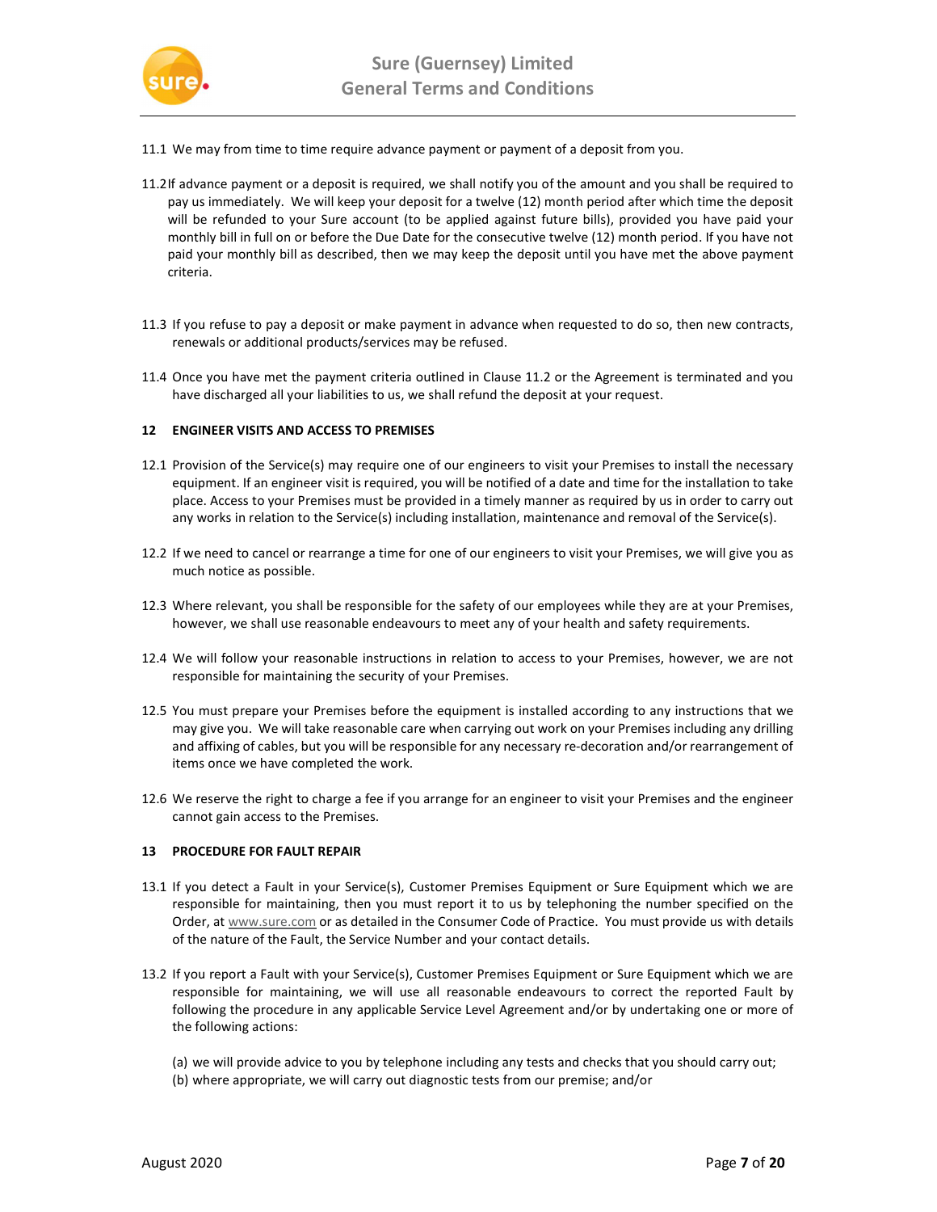11.1 We may from time to time require advance payment or payment of a deposit from you.

11.2 If advance payment or a deposit is required, we shall notify you of the amount and you shall be required to pay us immediately. We will keep your deposit for a twelve (12) month period after which time the deposit will be refunded to your Sure account (to be applied against future bills), provided you have paid your monthly bill in full on or before the Due Date for the consecutive twelve (12) month period. If you have not paid your monthly bill as described, then we may keep the deposit until you have met the above payment criteria.

11.3 If you refuse to pay a deposit or make payment in advance when requested to do so, then new contracts, renewals or additional products/services may be refused.

11.4 Once you have met the payment criteria outlined in Clause 11.2 or the Agreement is terminated and you have discharged all your liabilities to us, we shall refund the deposit at your request.

## 12 ENGINEER VISITS AND ACCESS TO PREMISES

12.1 Provision of the Service(s) may require one of our engineers to visit your Premises to install the necessary equipment. If an engineer visit is required, you will be notified of a date and time for the installation to take place. Access to your Premises must be provided in a timely manner as required by us in order to carry out any works in relation to the Service(s) including installation, maintenance and removal of the Service(s).

12.2 If we need to cancel or rearrange a time for one of our engineers to visit your Premises, we will give you as much notice as possible.

12.3 Where relevant, you shall be responsible for the safety of our employees while they are at your Premises, however, we shall use reasonable endeavours to meet any of your health and safety requirements.

12.4 We will follow your reasonable instructions in relation to access to your Premises, however, we are not responsible for maintaining the security of your Premises.

12.5 You must prepare your Premises before the equipment is installed according to any instructions that we may give you. We will take reasonable care when carrying out work on your Premises including any drilling and affixing of cables, but you will be responsible for any necessary re-decoration and/or rearrangement of items once we have completed the work.

12.6 We reserve the right to charge a fee if you arrange for an engineer to visit your Premises and the engineer cannot gain access to the Premises.

## 13 PROCEDURE FOR FAULT REPAIR

13.1 If you detect a Fault in your Service(s), Customer Premises Equipment or Sure Equipment which we are responsible for maintaining, then you must report it to us by telephoning the number specified on the Order, at www.sure.com or as detailed in the Consumer Code of Practice. You must provide us with details of the nature of the Fault, the Service Number and your contact details.

13.2 If you report a Fault with your Service(s), Customer Premises Equipment or Sure Equipment which we are responsible for maintaining, we will use all reasonable endeavours to correct the reported Fault by following the procedure in any applicable Service Level Agreement and/or by undertaking one or more of the following actions:

(a) we will provide advice to you by telephone including any tests and checks that you should carry out;
(b) where appropriate, we will carry out diagnostic tests from our premise; and/or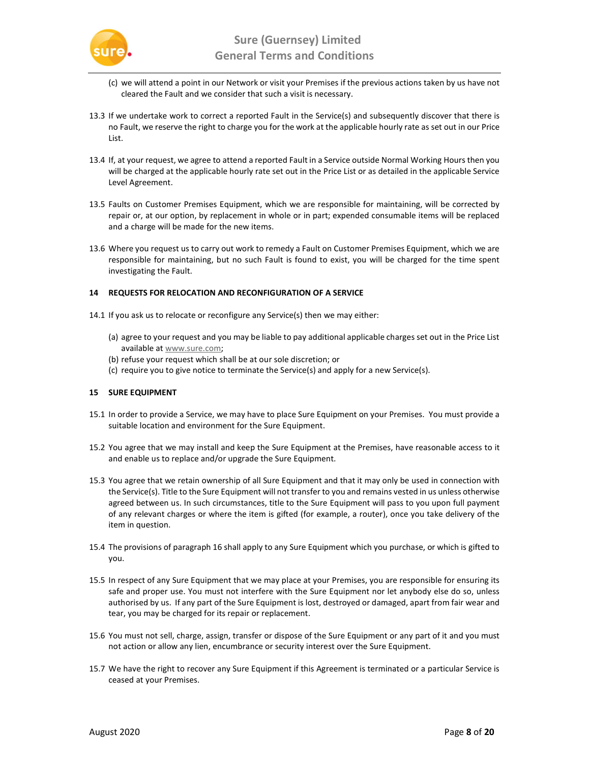(c) we will attend a point in our Network or visit your Premises if the previous actions taken by us have not cleared the Fault and we consider that such a visit is necessary.

13.3 If we undertake work to correct a reported Fault in the Service(s) and subsequently discover that there is no Fault, we reserve the right to charge you for the work at the applicable hourly rate as set out in our Price List.

13.4 If, at your request, we agree to attend a reported Fault in a Service outside Normal Working Hours then you will be charged at the applicable hourly rate set out in the Price List or as detailed in the applicable Service Level Agreement.

13.5 Faults on Customer Premises Equipment, which we are responsible for maintaining, will be corrected by repair or, at our option, by replacement in whole or in part; expended consumable items will be replaced and a charge will be made for the new items.

13.6 Where you request us to carry out work to remedy a Fault on Customer Premises Equipment, which we are responsible for maintaining, but no such Fault is found to exist, you will be charged for the time spent investigating the Fault.

**14 REQUESTS FOR RELOCATION AND RECONFIGURATION OF A SERVICE**

14.1 If you ask us to relocate or reconfigure any Service(s) then we may either:

(a) agree to your request and you may be liable to pay additional applicable charges set out in the Price List available at www.sure.com;
(b) refuse your request which shall be at our sole discretion; or
(c) require you to give notice to terminate the Service(s) and apply for a new Service(s).

**15 SURE EQUIPMENT**

15.1 In order to provide a Service, we may have to place Sure Equipment on your Premises. You must provide a suitable location and environment for the Sure Equipment.

15.2 You agree that we may install and keep the Sure Equipment at the Premises, have reasonable access to it and enable us to replace and/or upgrade the Sure Equipment.

15.3 You agree that we retain ownership of all Sure Equipment and that it may only be used in connection with the Service(s). Title to the Sure Equipment will not transfer to you and remains vested in us unless otherwise agreed between us. In such circumstances, title to the Sure Equipment will pass to you upon full payment of any relevant charges or where the item is gifted (for example, a router), once you take delivery of the item in question.

15.4 The provisions of paragraph 16 shall apply to any Sure Equipment which you purchase, or which is gifted to you.

15.5 In respect of any Sure Equipment that we may place at your Premises, you are responsible for ensuring its safe and proper use. You must not interfere with the Sure Equipment nor let anybody else do so, unless authorised by us. If any part of the Sure Equipment is lost, destroyed or damaged, apart from fair wear and tear, you may be charged for its repair or replacement.

15.6 You must not sell, charge, assign, transfer or dispose of the Sure Equipment or any part of it and you must not action or allow any lien, encumbrance or security interest over the Sure Equipment.

15.7 We have the right to recover any Sure Equipment if this Agreement is terminated or a particular Service is ceased at your Premises.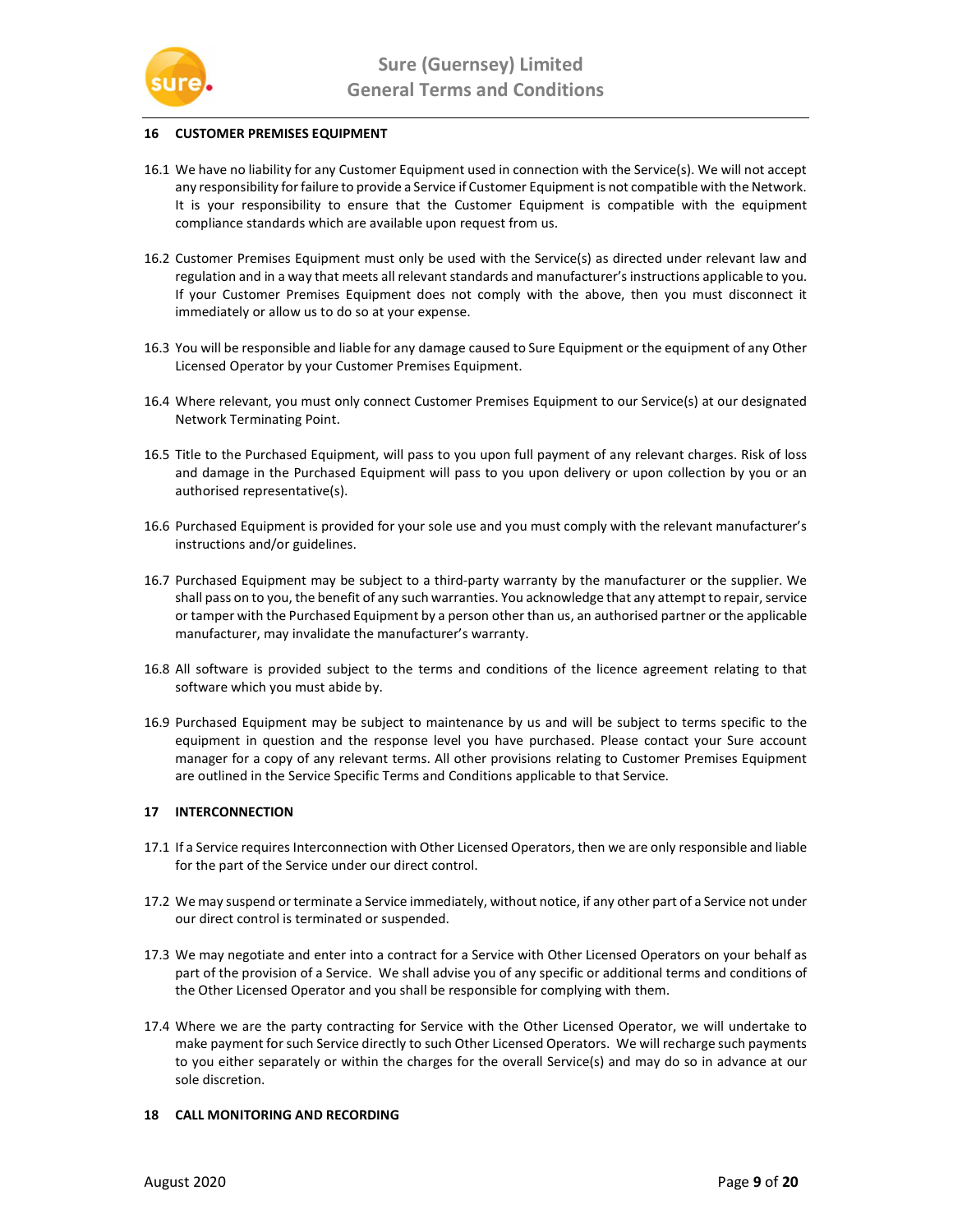## 16 CUSTOMER PREMISES EQUIPMENT

16.1 We have no liability for any Customer Equipment used in connection with the Service(s). We will not accept any responsibility for failure to provide a Service if Customer Equipment is not compatible with the Network. It is your responsibility to ensure that the Customer Equipment is compatible with the equipment compliance standards which are available upon request from us.

16.2 Customer Premises Equipment must only be used with the Service(s) as directed under relevant law and regulation and in a way that meets all relevant standards and manufacturer's instructions applicable to you. If your Customer Premises Equipment does not comply with the above, then you must disconnect it immediately or allow us to do so at your expense.

16.3 You will be responsible and liable for any damage caused to Sure Equipment or the equipment of any Other Licensed Operator by your Customer Premises Equipment.

16.4 Where relevant, you must only connect Customer Premises Equipment to our Service(s) at our designated Network Terminating Point.

16.5 Title to the Purchased Equipment, will pass to you upon full payment of any relevant charges. Risk of loss and damage in the Purchased Equipment will pass to you upon delivery or upon collection by you or an authorised representative(s).

16.6 Purchased Equipment is provided for your sole use and you must comply with the relevant manufacturer's instructions and/or guidelines.

16.7 Purchased Equipment may be subject to a third-party warranty by the manufacturer or the supplier. We shall pass on to you, the benefit of any such warranties. You acknowledge that any attempt to repair, service or tamper with the Purchased Equipment by a person other than us, an authorised partner or the applicable manufacturer, may invalidate the manufacturer's warranty.

16.8 All software is provided subject to the terms and conditions of the licence agreement relating to that software which you must abide by.

16.9 Purchased Equipment may be subject to maintenance by us and will be subject to terms specific to the equipment in question and the response level you have purchased. Please contact your Sure account manager for a copy of any relevant terms. All other provisions relating to Customer Premises Equipment are outlined in the Service Specific Terms and Conditions applicable to that Service.

## 17 INTERCONNECTION

17.1 If a Service requires Interconnection with Other Licensed Operators, then we are only responsible and liable for the part of the Service under our direct control.

17.2 We may suspend or terminate a Service immediately, without notice, if any other part of a Service not under our direct control is terminated or suspended.

17.3 We may negotiate and enter into a contract for a Service with Other Licensed Operators on your behalf as part of the provision of a Service. We shall advise you of any specific or additional terms and conditions of the Other Licensed Operator and you shall be responsible for complying with them.

17.4 Where we are the party contracting for Service with the Other Licensed Operator, we will undertake to make payment for such Service directly to such Other Licensed Operators. We will recharge such payments to you either separately or within the charges for the overall Service(s) and may do so in advance at our sole discretion.

## 18 CALL MONITORING AND RECORDING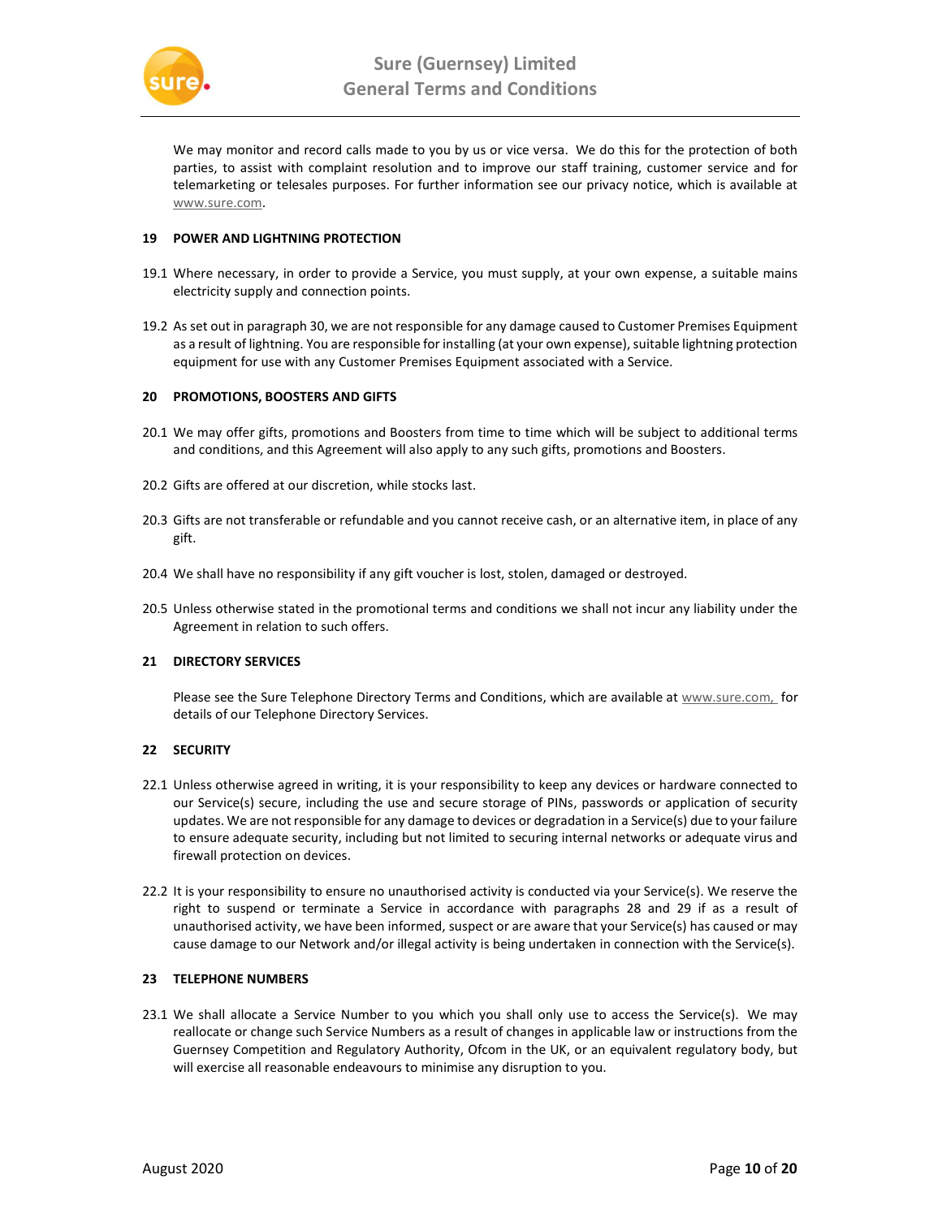We may monitor and record calls made to you by us or vice versa. We do this for the protection of both parties, to assist with complaint resolution and to improve our staff training, customer service and for telemarketing or telesales purposes. For further information see our privacy notice, which is available at www.sure.com.

## 19 POWER AND LIGHTNING PROTECTION

19.1 Where necessary, in order to provide a Service, you must supply, at your own expense, a suitable mains electricity supply and connection points.

19.2 As set out in paragraph 30, we are not responsible for any damage caused to Customer Premises Equipment as a result of lightning. You are responsible for installing (at your own expense), suitable lightning protection equipment for use with any Customer Premises Equipment associated with a Service.

## 20 PROMOTIONS, BOOSTERS AND GIFTS

20.1 We may offer gifts, promotions and Boosters from time to time which will be subject to additional terms and conditions, and this Agreement will also apply to any such gifts, promotions and Boosters.

20.2 Gifts are offered at our discretion, while stocks last.

20.3 Gifts are not transferable or refundable and you cannot receive cash, or an alternative item, in place of any gift.

20.4 We shall have no responsibility if any gift voucher is lost, stolen, damaged or destroyed.

20.5 Unless otherwise stated in the promotional terms and conditions we shall not incur any liability under the Agreement in relation to such offers.

## 21 DIRECTORY SERVICES

Please see the Sure Telephone Directory Terms and Conditions, which are available at www.sure.com, for details of our Telephone Directory Services.

## 22 SECURITY

22.1 Unless otherwise agreed in writing, it is your responsibility to keep any devices or hardware connected to our Service(s) secure, including the use and secure storage of PINs, passwords or application of security updates. We are not responsible for any damage to devices or degradation in a Service(s) due to your failure to ensure adequate security, including but not limited to securing internal networks or adequate virus and firewall protection on devices.

22.2 It is your responsibility to ensure no unauthorised activity is conducted via your Service(s). We reserve the right to suspend or terminate a Service in accordance with paragraphs 28 and 29 if as a result of unauthorised activity, we have been informed, suspect or are aware that your Service(s) has caused or may cause damage to our Network and/or illegal activity is being undertaken in connection with the Service(s).

## 23 TELEPHONE NUMBERS

23.1 We shall allocate a Service Number to you which you shall only use to access the Service(s). We may reallocate or change such Service Numbers as a result of changes in applicable law or instructions from the Guernsey Competition and Regulatory Authority, Ofcom in the UK, or an equivalent regulatory body, but will exercise all reasonable endeavours to minimise any disruption to you.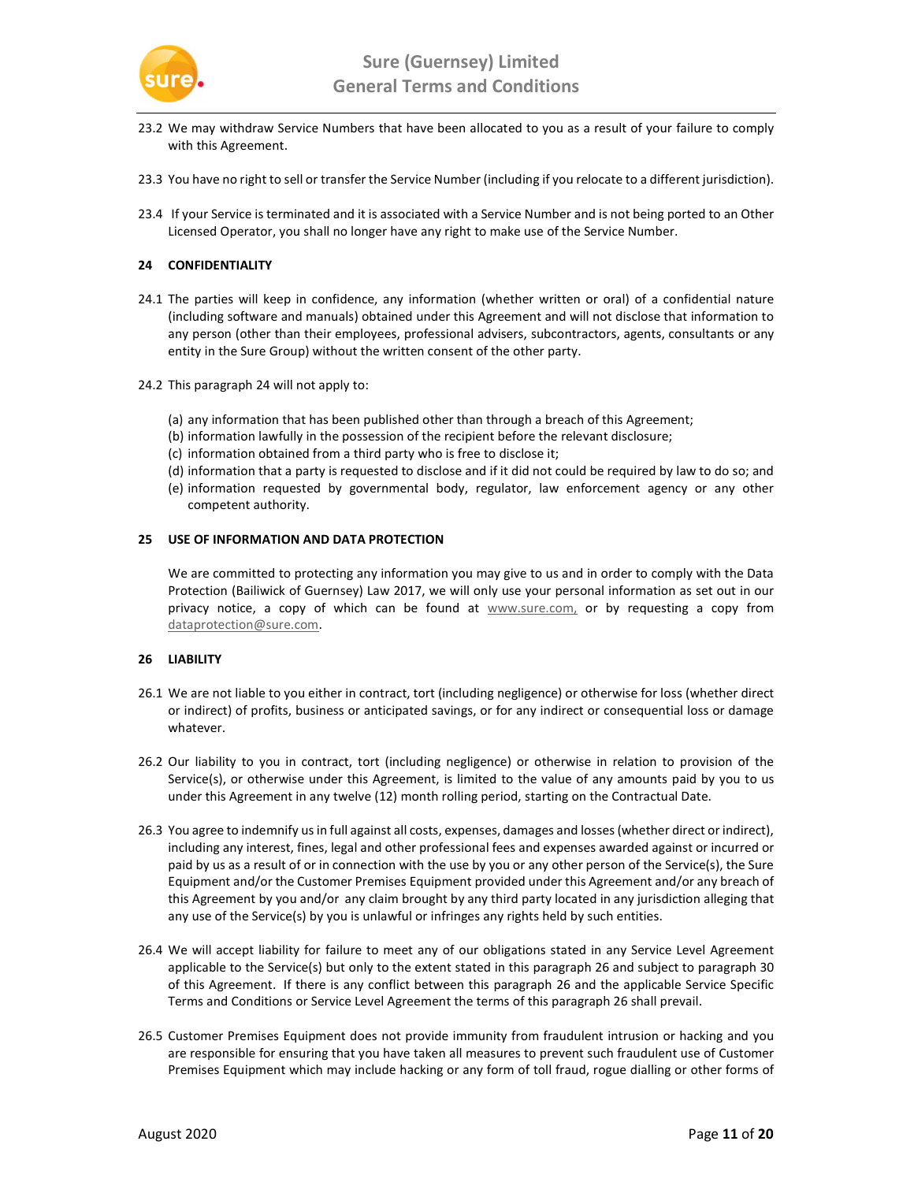23.2 We may withdraw Service Numbers that have been allocated to you as a result of your failure to comply with this Agreement.

23.3 You have no right to sell or transfer the Service Number (including if you relocate to a different jurisdiction).

23.4 If your Service is terminated and it is associated with a Service Number and is not being ported to an Other Licensed Operator, you shall no longer have any right to make use of the Service Number.

## 24 CONFIDENTIALITY

24.1 The parties will keep in confidence, any information (whether written or oral) of a confidential nature (including software and manuals) obtained under this Agreement and will not disclose that information to any person (other than their employees, professional advisers, subcontractors, agents, consultants or any entity in the Sure Group) without the written consent of the other party.

24.2 This paragraph 24 will not apply to:

(a) any information that has been published other than through a breach of this Agreement;
(b) information lawfully in the possession of the recipient before the relevant disclosure;
(c) information obtained from a third party who is free to disclose it;
(d) information that a party is requested to disclose and if it did not could be required by law to do so; and
(e) information requested by governmental body, regulator, law enforcement agency or any other competent authority.

## 25 USE OF INFORMATION AND DATA PROTECTION

We are committed to protecting any information you may give to us and in order to comply with the Data Protection (Bailiwick of Guernsey) Law 2017, we will only use your personal information as set out in our privacy notice, a copy of which can be found at www.sure.com, or by requesting a copy from dataprotection@sure.com.

## 26 LIABILITY

26.1 We are not liable to you either in contract, tort (including negligence) or otherwise for loss (whether direct or indirect) of profits, business or anticipated savings, or for any indirect or consequential loss or damage whatever.

26.2 Our liability to you in contract, tort (including negligence) or otherwise in relation to provision of the Service(s), or otherwise under this Agreement, is limited to the value of any amounts paid by you to us under this Agreement in any twelve (12) month rolling period, starting on the Contractual Date.

26.3 You agree to indemnify us in full against all costs, expenses, damages and losses (whether direct or indirect), including any interest, fines, legal and other professional fees and expenses awarded against or incurred or paid by us as a result of or in connection with the use by you or any other person of the Service(s), the Sure Equipment and/or the Customer Premises Equipment provided under this Agreement and/or any breach of this Agreement by you and/or any claim brought by any third party located in any jurisdiction alleging that any use of the Service(s) by you is unlawful or infringes any rights held by such entities.

26.4 We will accept liability for failure to meet any of our obligations stated in any Service Level Agreement applicable to the Service(s) but only to the extent stated in this paragraph 26 and subject to paragraph 30 of this Agreement. If there is any conflict between this paragraph 26 and the applicable Service Specific Terms and Conditions or Service Level Agreement the terms of this paragraph 26 shall prevail.

26.5 Customer Premises Equipment does not provide immunity from fraudulent intrusion or hacking and you are responsible for ensuring that you have taken all measures to prevent such fraudulent use of Customer Premises Equipment which may include hacking or any form of toll fraud, rogue dialling or other forms of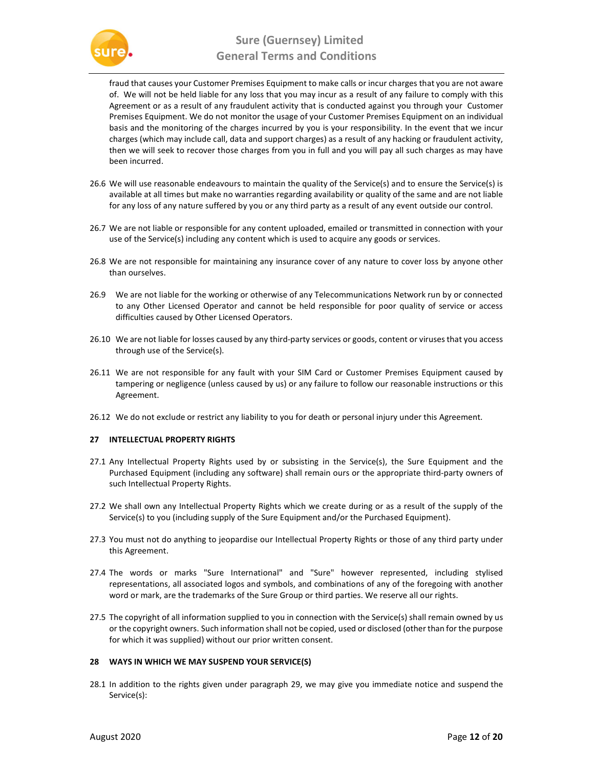fraud that causes your Customer Premises Equipment to make calls or incur charges that you are not aware of. We will not be held liable for any loss that you may incur as a result of any failure to comply with this Agreement or as a result of any fraudulent activity that is conducted against you through your Customer Premises Equipment. We do not monitor the usage of your Customer Premises Equipment on an individual basis and the monitoring of the charges incurred by you is your responsibility. In the event that we incur charges (which may include call, data and support charges) as a result of any hacking or fraudulent activity, then we will seek to recover those charges from you in full and you will pay all such charges as may have been incurred.

26.6 We will use reasonable endeavours to maintain the quality of the Service(s) and to ensure the Service(s) is available at all times but make no warranties regarding availability or quality of the same and are not liable for any loss of any nature suffered by you or any third party as a result of any event outside our control.

26.7 We are not liable or responsible for any content uploaded, emailed or transmitted in connection with your use of the Service(s) including any content which is used to acquire any goods or services.

26.8 We are not responsible for maintaining any insurance cover of any nature to cover loss by anyone other than ourselves.

26.9 We are not liable for the working or otherwise of any Telecommunications Network run by or connected to any Other Licensed Operator and cannot be held responsible for poor quality of service or access difficulties caused by Other Licensed Operators.

26.10 We are not liable for losses caused by any third-party services or goods, content or viruses that you access through use of the Service(s).

26.11 We are not responsible for any fault with your SIM Card or Customer Premises Equipment caused by tampering or negligence (unless caused by us) or any failure to follow our reasonable instructions or this Agreement.

26.12 We do not exclude or restrict any liability to you for death or personal injury under this Agreement.

## 27 INTELLECTUAL PROPERTY RIGHTS

27.1 Any Intellectual Property Rights used by or subsisting in the Service(s), the Sure Equipment and the Purchased Equipment (including any software) shall remain ours or the appropriate third-party owners of such Intellectual Property Rights.

27.2 We shall own any Intellectual Property Rights which we create during or as a result of the supply of the Service(s) to you (including supply of the Sure Equipment and/or the Purchased Equipment).

27.3 You must not do anything to jeopardise our Intellectual Property Rights or those of any third party under this Agreement.

27.4 The words or marks "Sure International" and "Sure" however represented, including stylised representations, all associated logos and symbols, and combinations of any of the foregoing with another word or mark, are the trademarks of the Sure Group or third parties. We reserve all our rights.

27.5 The copyright of all information supplied to you in connection with the Service(s) shall remain owned by us or the copyright owners. Such information shall not be copied, used or disclosed (other than for the purpose for which it was supplied) without our prior written consent.

## 28 WAYS IN WHICH WE MAY SUSPEND YOUR SERVICE(S)

28.1 In addition to the rights given under paragraph 29, we may give you immediate notice and suspend the Service(s):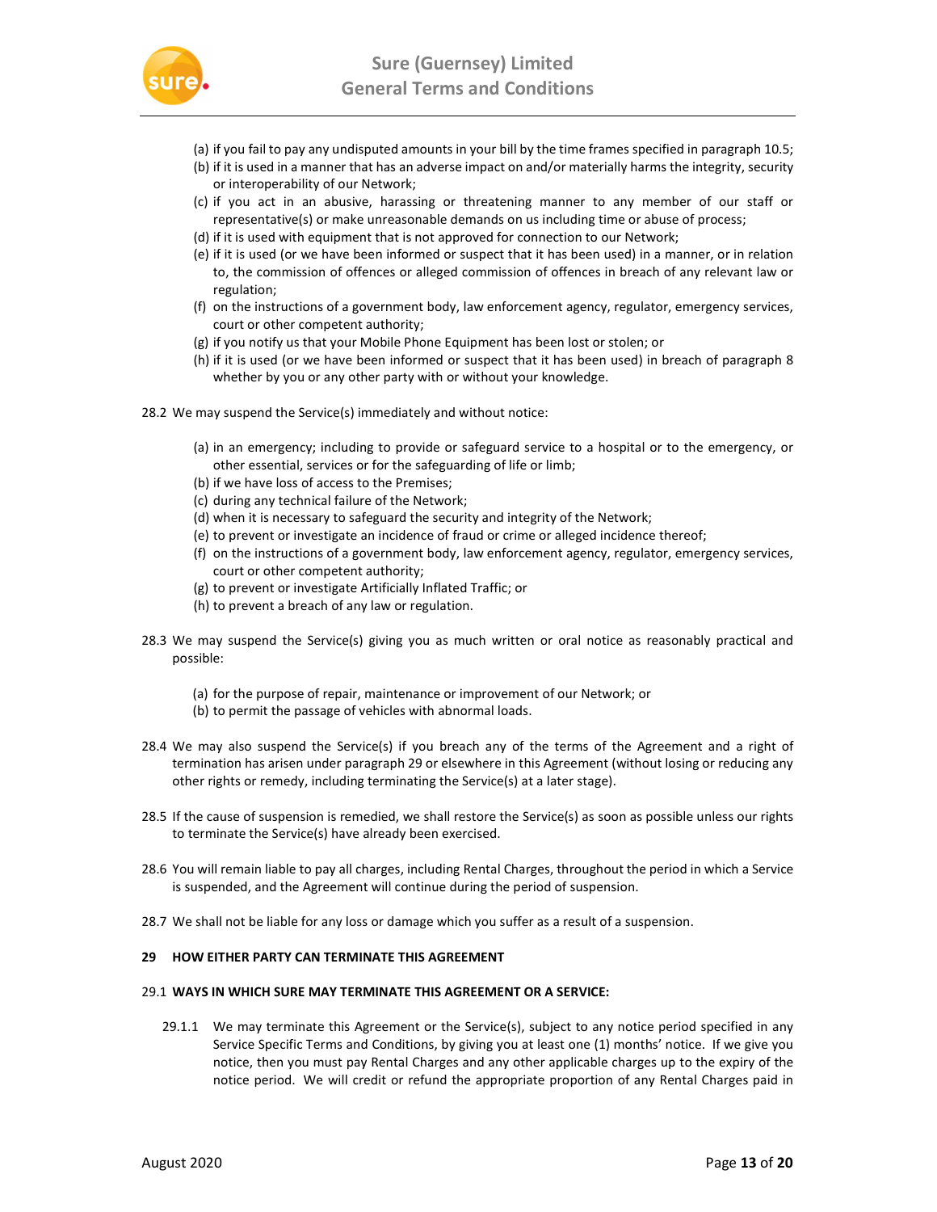(a) if you fail to pay any undisputed amounts in your bill by the time frames specified in paragraph 10.5;
(b) if it is used in a manner that has an adverse impact on and/or materially harms the integrity, security or interoperability of our Network;
(c) if you act in an abusive, harassing or threatening manner to any member of our staff or representative(s) or make unreasonable demands on us including time or abuse of process;
(d) if it is used with equipment that is not approved for connection to our Network;
(e) if it is used (or we have been informed or suspect that it has been used) in a manner, or in relation to, the commission of offences or alleged commission of offences in breach of any relevant law or regulation;
(f) on the instructions of a government body, law enforcement agency, regulator, emergency services, court or other competent authority;
(g) if you notify us that your Mobile Phone Equipment has been lost or stolen; or
(h) if it is used (or we have been informed or suspect that it has been used) in breach of paragraph 8 whether by you or any other party with or without your knowledge.

28.2 We may suspend the Service(s) immediately and without notice:

(a) in an emergency; including to provide or safeguard service to a hospital or to the emergency, or other essential, services or for the safeguarding of life or limb;
(b) if we have loss of access to the Premises;
(c) during any technical failure of the Network;
(d) when it is necessary to safeguard the security and integrity of the Network;
(e) to prevent or investigate an incidence of fraud or crime or alleged incidence thereof;
(f) on the instructions of a government body, law enforcement agency, regulator, emergency services, court or other competent authority;
(g) to prevent or investigate Artificially Inflated Traffic; or
(h) to prevent a breach of any law or regulation.

28.3 We may suspend the Service(s) giving you as much written or oral notice as reasonably practical and possible:

(a) for the purpose of repair, maintenance or improvement of our Network; or
(b) to permit the passage of vehicles with abnormal loads.

28.4 We may also suspend the Service(s) if you breach any of the terms of the Agreement and a right of termination has arisen under paragraph 29 or elsewhere in this Agreement (without losing or reducing any other rights or remedy, including terminating the Service(s) at a later stage).

28.5 If the cause of suspension is remedied, we shall restore the Service(s) as soon as possible unless our rights to terminate the Service(s) have already been exercised.

28.6 You will remain liable to pay all charges, including Rental Charges, throughout the period in which a Service is suspended, and the Agreement will continue during the period of suspension.

28.7 We shall not be liable for any loss or damage which you suffer as a result of a suspension.

## 29 HOW EITHER PARTY CAN TERMINATE THIS AGREEMENT

### 29.1 WAYS IN WHICH SURE MAY TERMINATE THIS AGREEMENT OR A SERVICE:

29.1.1 We may terminate this Agreement or the Service(s), subject to any notice period specified in any Service Specific Terms and Conditions, by giving you at least one (1) months' notice. If we give you notice, then you must pay Rental Charges and any other applicable charges up to the expiry of the notice period. We will credit or refund the appropriate proportion of any Rental Charges paid in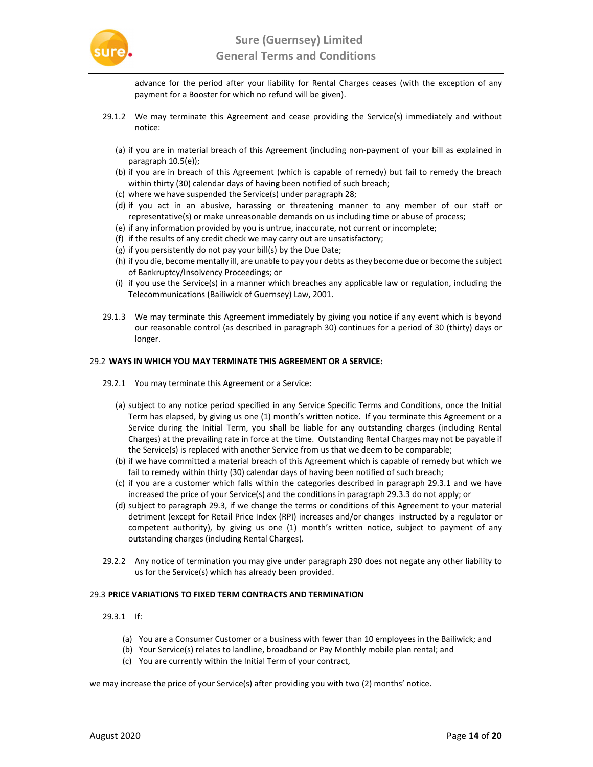advance for the period after your liability for Rental Charges ceases (with the exception of any payment for a Booster for which no refund will be given).

29.1.2 We may terminate this Agreement and cease providing the Service(s) immediately and without notice:

(a) if you are in material breach of this Agreement (including non-payment of your bill as explained in paragraph 10.5(e));
(b) if you are in breach of this Agreement (which is capable of remedy) but fail to remedy the breach within thirty (30) calendar days of having been notified of such breach;
(c) where we have suspended the Service(s) under paragraph 28;
(d) if you act in an abusive, harassing or threatening manner to any member of our staff or representative(s) or make unreasonable demands on us including time or abuse of process;
(e) if any information provided by you is untrue, inaccurate, not current or incomplete;
(f) if the results of any credit check we may carry out are unsatisfactory;
(g) if you persistently do not pay your bill(s) by the Due Date;
(h) if you die, become mentally ill, are unable to pay your debts as they become due or become the subject of Bankruptcy/Insolvency Proceedings; or
(i) if you use the Service(s) in a manner which breaches any applicable law or regulation, including the Telecommunications (Bailiwick of Guernsey) Law, 2001.

29.1.3 We may terminate this Agreement immediately by giving you notice if any event which is beyond our reasonable control (as described in paragraph 30) continues for a period of 30 (thirty) days or longer.

29.2 **WAYS IN WHICH YOU MAY TERMINATE THIS AGREEMENT OR A SERVICE:**

29.2.1 You may terminate this Agreement or a Service:

(a) subject to any notice period specified in any Service Specific Terms and Conditions, once the Initial Term has elapsed, by giving us one (1) month's written notice. If you terminate this Agreement or a Service during the Initial Term, you shall be liable for any outstanding charges (including Rental Charges) at the prevailing rate in force at the time. Outstanding Rental Charges may not be payable if the Service(s) is replaced with another Service from us that we deem to be comparable;
(b) if we have committed a material breach of this Agreement which is capable of remedy but which we fail to remedy within thirty (30) calendar days of having been notified of such breach;
(c) if you are a customer which falls within the categories described in paragraph 29.3.1 and we have increased the price of your Service(s) and the conditions in paragraph 29.3.3 do not apply; or
(d) subject to paragraph 29.3, if we change the terms or conditions of this Agreement to your material detriment (except for Retail Price Index (RPI) increases and/or changes instructed by a regulator or competent authority), by giving us one (1) month's written notice, subject to payment of any outstanding charges (including Rental Charges).

29.2.2 Any notice of termination you may give under paragraph 290 does not negate any other liability to us for the Service(s) which has already been provided.

29.3 **PRICE VARIATIONS TO FIXED TERM CONTRACTS AND TERMINATION**

29.3.1 If:

(a) You are a Consumer Customer or a business with fewer than 10 employees in the Bailiwick; and
(b) Your Service(s) relates to landline, broadband or Pay Monthly mobile plan rental; and
(c) You are currently within the Initial Term of your contract,

we may increase the price of your Service(s) after providing you with two (2) months' notice.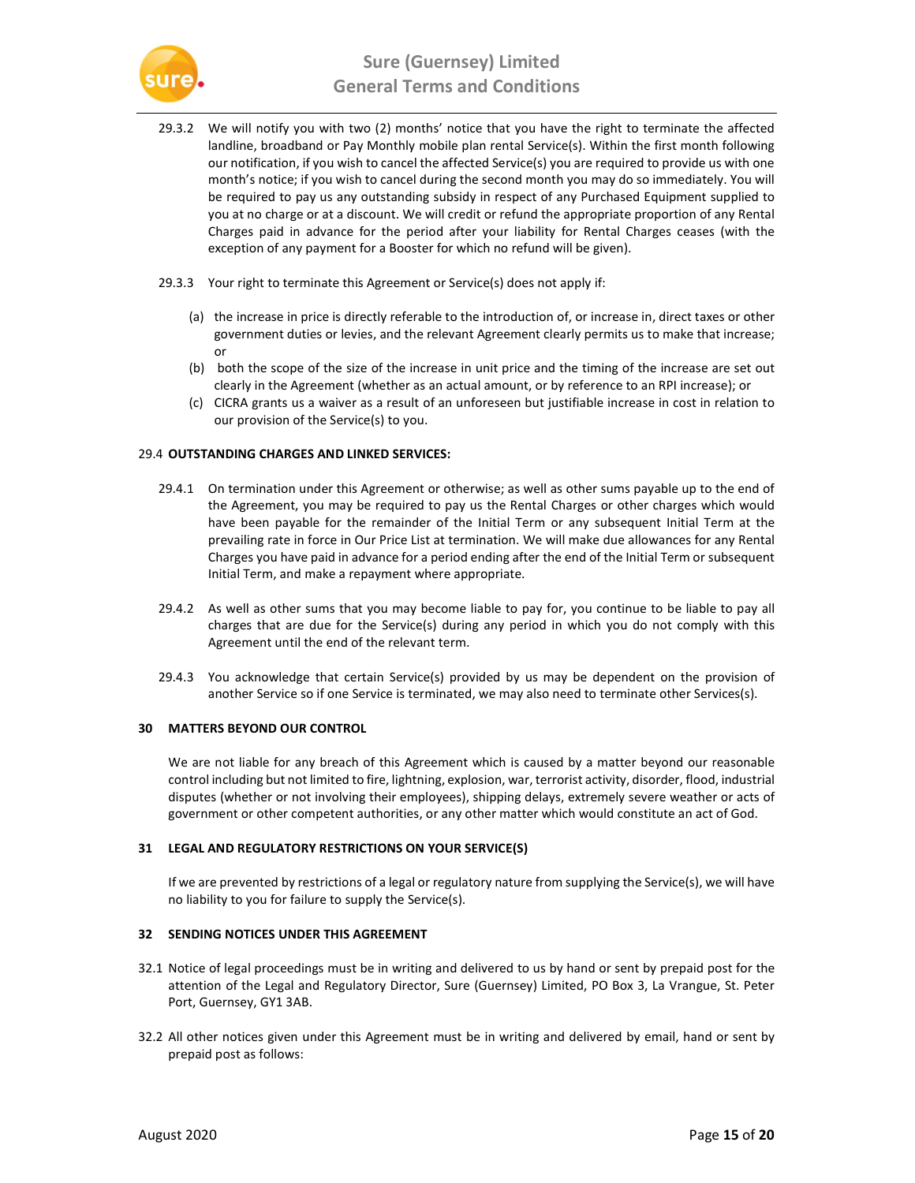29.3.2 We will notify you with two (2) months' notice that you have the right to terminate the affected landline, broadband or Pay Monthly mobile plan rental Service(s). Within the first month following our notification, if you wish to cancel the affected Service(s) you are required to provide us with one month's notice; if you wish to cancel during the second month you may do so immediately. You will be required to pay us any outstanding subsidy in respect of any Purchased Equipment supplied to you at no charge or at a discount. We will credit or refund the appropriate proportion of any Rental Charges paid in advance for the period after your liability for Rental Charges ceases (with the exception of any payment for a Booster for which no refund will be given).

29.3.3 Your right to terminate this Agreement or Service(s) does not apply if:

(a) the increase in price is directly referable to the introduction of, or increase in, direct taxes or other government duties or levies, and the relevant Agreement clearly permits us to make that increase; or

(b) both the scope of the size of the increase in unit price and the timing of the increase are set out clearly in the Agreement (whether as an actual amount, or by reference to an RPI increase); or

(c) CICRA grants us a waiver as a result of an unforeseen but justifiable increase in cost in relation to our provision of the Service(s) to you.

29.4 **OUTSTANDING CHARGES AND LINKED SERVICES:**

29.4.1 On termination under this Agreement or otherwise; as well as other sums payable up to the end of the Agreement, you may be required to pay us the Rental Charges or other charges which would have been payable for the remainder of the Initial Term or any subsequent Initial Term at the prevailing rate in force in Our Price List at termination. We will make due allowances for any Rental Charges you have paid in advance for a period ending after the end of the Initial Term or subsequent Initial Term, and make a repayment where appropriate.

29.4.2 As well as other sums that you may become liable to pay for, you continue to be liable to pay all charges that are due for the Service(s) during any period in which you do not comply with this Agreement until the end of the relevant term.

29.4.3 You acknowledge that certain Service(s) provided by us may be dependent on the provision of another Service so if one Service is terminated, we may also need to terminate other Services(s).

## 30 MATTERS BEYOND OUR CONTROL

We are not liable for any breach of this Agreement which is caused by a matter beyond our reasonable control including but not limited to fire, lightning, explosion, war, terrorist activity, disorder, flood, industrial disputes (whether or not involving their employees), shipping delays, extremely severe weather or acts of government or other competent authorities, or any other matter which would constitute an act of God.

## 31 LEGAL AND REGULATORY RESTRICTIONS ON YOUR SERVICE(S)

If we are prevented by restrictions of a legal or regulatory nature from supplying the Service(s), we will have no liability to you for failure to supply the Service(s).

## 32 SENDING NOTICES UNDER THIS AGREEMENT

32.1 Notice of legal proceedings must be in writing and delivered to us by hand or sent by prepaid post for the attention of the Legal and Regulatory Director, Sure (Guernsey) Limited, PO Box 3, La Vrangue, St. Peter Port, Guernsey, GY1 3AB.

32.2 All other notices given under this Agreement must be in writing and delivered by email, hand or sent by prepaid post as follows: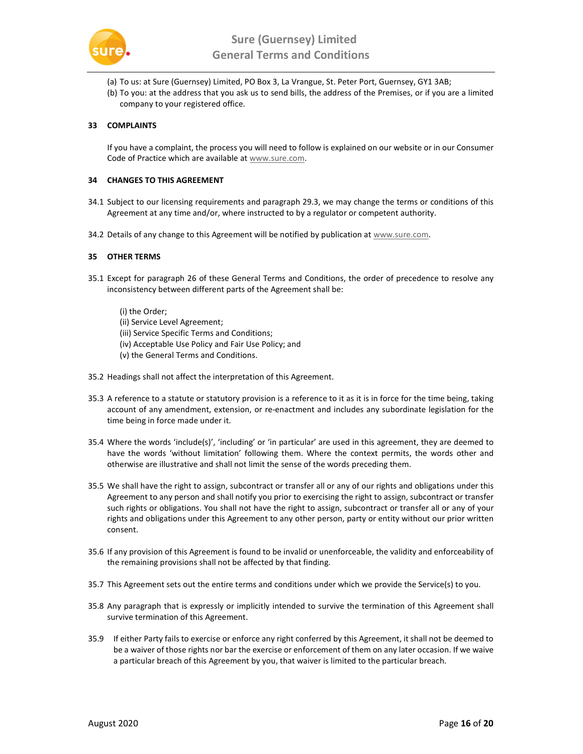(a) To us: at Sure (Guernsey) Limited, PO Box 3, La Vrangue, St. Peter Port, Guernsey, GY1 3AB;
(b) To you: at the address that you ask us to send bills, the address of the Premises, or if you are a limited company to your registered office.

## 33 COMPLAINTS

If you have a complaint, the process you will need to follow is explained on our website or in our Consumer Code of Practice which are available at www.sure.com.

## 34 CHANGES TO THIS AGREEMENT

34.1 Subject to our licensing requirements and paragraph 29.3, we may change the terms or conditions of this Agreement at any time and/or, where instructed to by a regulator or competent authority.

34.2 Details of any change to this Agreement will be notified by publication at www.sure.com.

## 35 OTHER TERMS

35.1 Except for paragraph 26 of these General Terms and Conditions, the order of precedence to resolve any inconsistency between different parts of the Agreement shall be:

(i) the Order;
(ii) Service Level Agreement;
(iii) Service Specific Terms and Conditions;
(iv) Acceptable Use Policy and Fair Use Policy; and
(v) the General Terms and Conditions.

35.2 Headings shall not affect the interpretation of this Agreement.

35.3 A reference to a statute or statutory provision is a reference to it as it is in force for the time being, taking account of any amendment, extension, or re-enactment and includes any subordinate legislation for the time being in force made under it.

35.4 Where the words 'include(s)', 'including' or 'in particular' are used in this agreement, they are deemed to have the words 'without limitation' following them. Where the context permits, the words other and otherwise are illustrative and shall not limit the sense of the words preceding them.

35.5 We shall have the right to assign, subcontract or transfer all or any of our rights and obligations under this Agreement to any person and shall notify you prior to exercising the right to assign, subcontract or transfer such rights or obligations. You shall not have the right to assign, subcontract or transfer all or any of your rights and obligations under this Agreement to any other person, party or entity without our prior written consent.

35.6 If any provision of this Agreement is found to be invalid or unenforceable, the validity and enforceability of the remaining provisions shall not be affected by that finding.

35.7 This Agreement sets out the entire terms and conditions under which we provide the Service(s) to you.

35.8 Any paragraph that is expressly or implicitly intended to survive the termination of this Agreement shall survive termination of this Agreement.

35.9 If either Party fails to exercise or enforce any right conferred by this Agreement, it shall not be deemed to be a waiver of those rights nor bar the exercise or enforcement of them on any later occasion. If we waive a particular breach of this Agreement by you, that waiver is limited to the particular breach.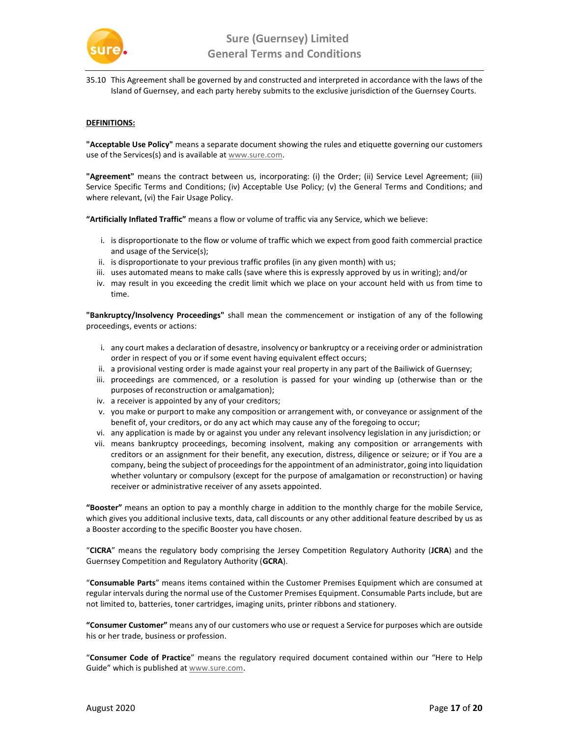35.10 This Agreement shall be governed by and constructed and interpreted in accordance with the laws of the Island of Guernsey, and each party hereby submits to the exclusive jurisdiction of the Guernsey Courts.

**DEFINITIONS:**

**"Acceptable Use Policy"** means a separate document showing the rules and etiquette governing our customers use of the Services(s) and is available at www.sure.com.

**"Agreement"** means the contract between us, incorporating: (i) the Order; (ii) Service Level Agreement; (iii) Service Specific Terms and Conditions; (iv) Acceptable Use Policy; (v) the General Terms and Conditions; and where relevant, (vi) the Fair Usage Policy.

**"Artificially Inflated Traffic"** means a flow or volume of traffic via any Service, which we believe:

i. is disproportionate to the flow or volume of traffic which we expect from good faith commercial practice and usage of the Service(s);
ii. is disproportionate to your previous traffic profiles (in any given month) with us;
iii. uses automated means to make calls (save where this is expressly approved by us in writing); and/or
iv. may result in you exceeding the credit limit which we place on your account held with us from time to time.

**"Bankruptcy/Insolvency Proceedings"** shall mean the commencement or instigation of any of the following proceedings, events or actions:

i. any court makes a declaration of desastre, insolvency or bankruptcy or a receiving order or administration order in respect of you or if some event having equivalent effect occurs;
ii. a provisional vesting order is made against your real property in any part of the Bailiwick of Guernsey;
iii. proceedings are commenced, or a resolution is passed for your winding up (otherwise than or the purposes of reconstruction or amalgamation);
iv. a receiver is appointed by any of your creditors;
v. you make or purport to make any composition or arrangement with, or conveyance or assignment of the benefit of, your creditors, or do any act which may cause any of the foregoing to occur;
vi. any application is made by or against you under any relevant insolvency legislation in any jurisdiction; or
vii. means bankruptcy proceedings, becoming insolvent, making any composition or arrangements with creditors or an assignment for their benefit, any execution, distress, diligence or seizure; or if You are a company, being the subject of proceedings for the appointment of an administrator, going into liquidation whether voluntary or compulsory (except for the purpose of amalgamation or reconstruction) or having receiver or administrative receiver of any assets appointed.

**"Booster"** means an option to pay a monthly charge in addition to the monthly charge for the mobile Service, which gives you additional inclusive texts, data, call discounts or any other additional feature described by us as a Booster according to the specific Booster you have chosen.

"**CICRA**" means the regulatory body comprising the Jersey Competition Regulatory Authority (**JCRA**) and the Guernsey Competition and Regulatory Authority (**GCRA**).

"**Consumable Parts**" means items contained within the Customer Premises Equipment which are consumed at regular intervals during the normal use of the Customer Premises Equipment. Consumable Parts include, but are not limited to, batteries, toner cartridges, imaging units, printer ribbons and stationery.

**"Consumer Customer"** means any of our customers who use or request a Service for purposes which are outside his or her trade, business or profession.

"**Consumer Code of Practice**" means the regulatory required document contained within our "Here to Help Guide" which is published at www.sure.com.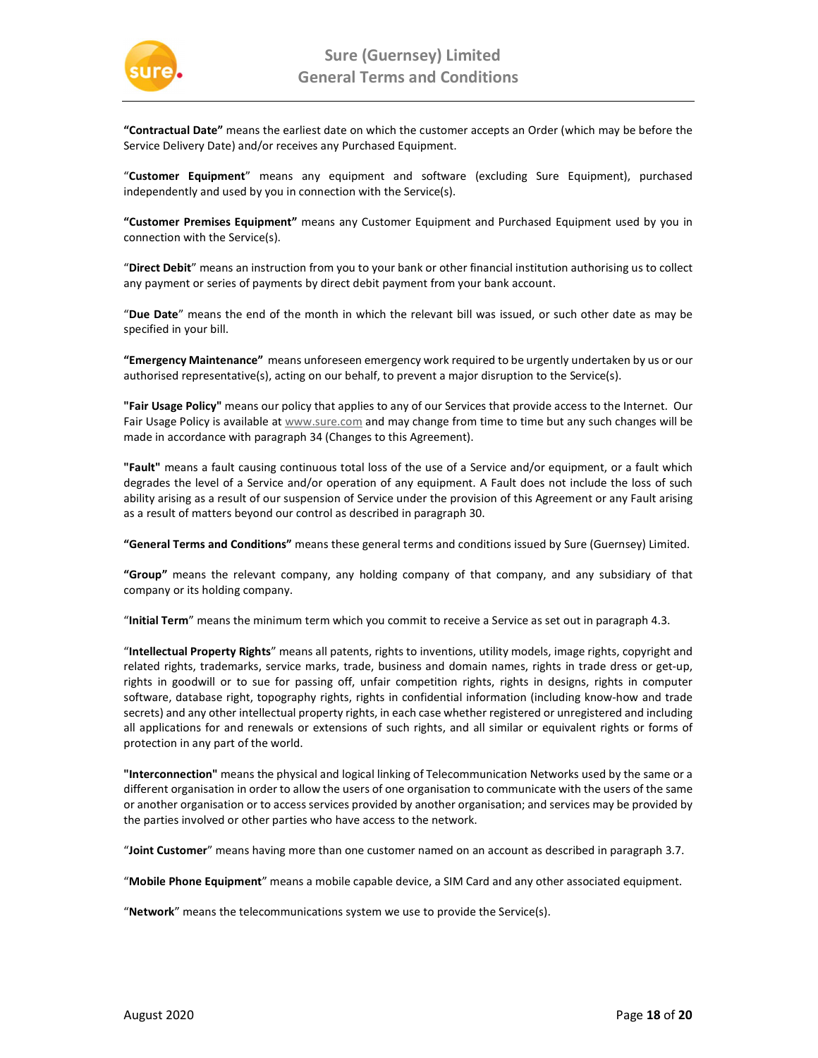**"Contractual Date"** means the earliest date on which the customer accepts an Order (which may be before the Service Delivery Date) and/or receives any Purchased Equipment.

"**Customer Equipment**" means any equipment and software (excluding Sure Equipment), purchased independently and used by you in connection with the Service(s).

**"Customer Premises Equipment"** means any Customer Equipment and Purchased Equipment used by you in connection with the Service(s).

"**Direct Debit**" means an instruction from you to your bank or other financial institution authorising us to collect any payment or series of payments by direct debit payment from your bank account.

"**Due Date**" means the end of the month in which the relevant bill was issued, or such other date as may be specified in your bill.

**"Emergency Maintenance"** means unforeseen emergency work required to be urgently undertaken by us or our authorised representative(s), acting on our behalf, to prevent a major disruption to the Service(s).

**"Fair Usage Policy"** means our policy that applies to any of our Services that provide access to the Internet. Our Fair Usage Policy is available at www.sure.com and may change from time to time but any such changes will be made in accordance with paragraph 34 (Changes to this Agreement).

**"Fault"** means a fault causing continuous total loss of the use of a Service and/or equipment, or a fault which degrades the level of a Service and/or operation of any equipment. A Fault does not include the loss of such ability arising as a result of our suspension of Service under the provision of this Agreement or any Fault arising as a result of matters beyond our control as described in paragraph 30.

**"General Terms and Conditions"** means these general terms and conditions issued by Sure (Guernsey) Limited.

**"Group"** means the relevant company, any holding company of that company, and any subsidiary of that company or its holding company.

"**Initial Term**" means the minimum term which you commit to receive a Service as set out in paragraph 4.3.

"**Intellectual Property Rights**" means all patents, rights to inventions, utility models, image rights, copyright and related rights, trademarks, service marks, trade, business and domain names, rights in trade dress or get-up, rights in goodwill or to sue for passing off, unfair competition rights, rights in designs, rights in computer software, database right, topography rights, rights in confidential information (including know-how and trade secrets) and any other intellectual property rights, in each case whether registered or unregistered and including all applications for and renewals or extensions of such rights, and all similar or equivalent rights or forms of protection in any part of the world.

**"Interconnection"** means the physical and logical linking of Telecommunication Networks used by the same or a different organisation in order to allow the users of one organisation to communicate with the users of the same or another organisation or to access services provided by another organisation; and services may be provided by the parties involved or other parties who have access to the network.

"**Joint Customer**" means having more than one customer named on an account as described in paragraph 3.7.

"**Mobile Phone Equipment**" means a mobile capable device, a SIM Card and any other associated equipment.

"**Network**" means the telecommunications system we use to provide the Service(s).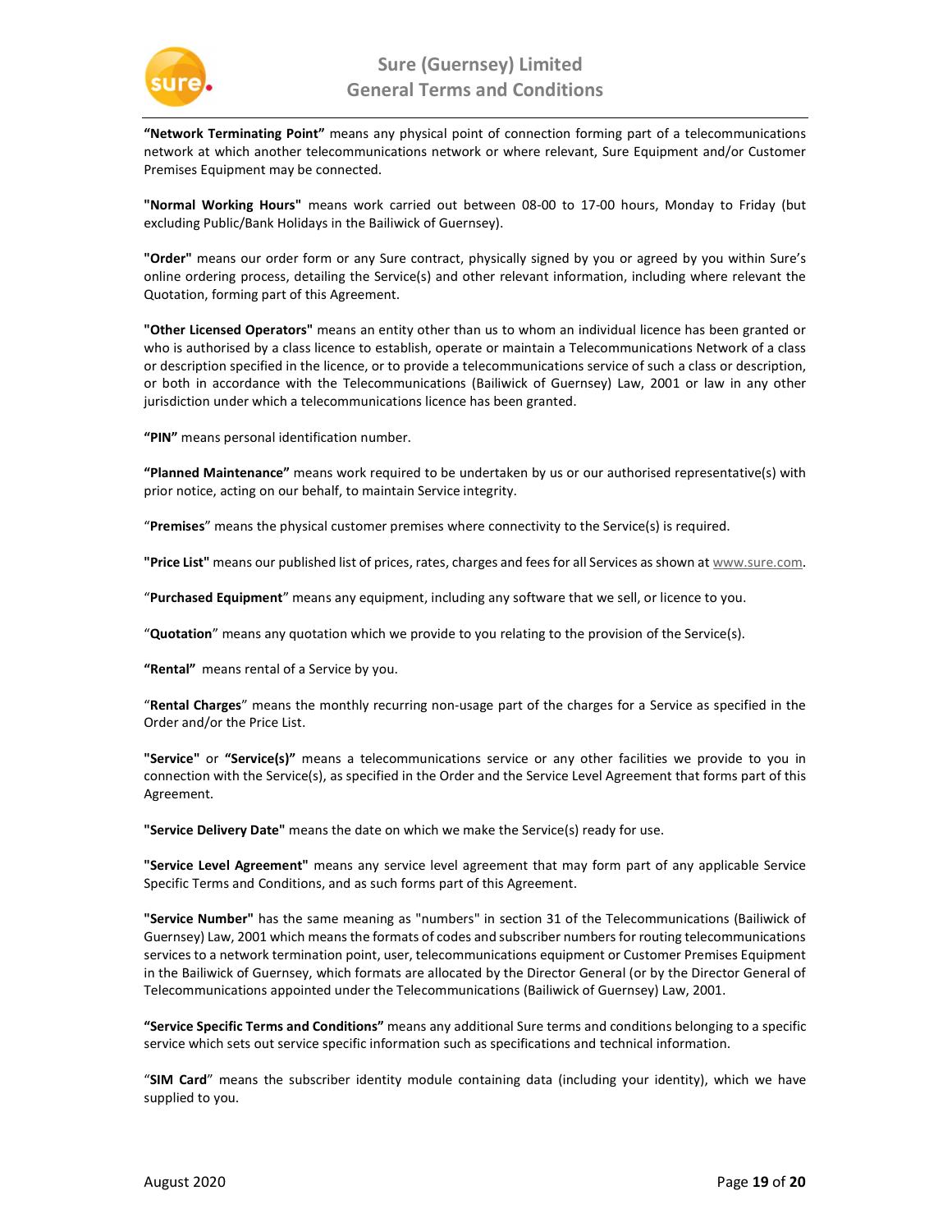**"Network Terminating Point"** means any physical point of connection forming part of a telecommunications network at which another telecommunications network or where relevant, Sure Equipment and/or Customer Premises Equipment may be connected.

**"Normal Working Hours"** means work carried out between 08-00 to 17-00 hours, Monday to Friday (but excluding Public/Bank Holidays in the Bailiwick of Guernsey).

**"Order"** means our order form or any Sure contract, physically signed by you or agreed by you within Sure's online ordering process, detailing the Service(s) and other relevant information, including where relevant the Quotation, forming part of this Agreement.

**"Other Licensed Operators"** means an entity other than us to whom an individual licence has been granted or who is authorised by a class licence to establish, operate or maintain a Telecommunications Network of a class or description specified in the licence, or to provide a telecommunications service of such a class or description, or both in accordance with the Telecommunications (Bailiwick of Guernsey) Law, 2001 or law in any other jurisdiction under which a telecommunications licence has been granted.

**"PIN"** means personal identification number.

**"Planned Maintenance"** means work required to be undertaken by us or our authorised representative(s) with prior notice, acting on our behalf, to maintain Service integrity.

"**Premises**" means the physical customer premises where connectivity to the Service(s) is required.

**"Price List"** means our published list of prices, rates, charges and fees for all Services as shown at www.sure.com.

"**Purchased Equipment**" means any equipment, including any software that we sell, or licence to you.

"**Quotation**" means any quotation which we provide to you relating to the provision of the Service(s).

**"Rental"** means rental of a Service by you.

"**Rental Charges**" means the monthly recurring non-usage part of the charges for a Service as specified in the Order and/or the Price List.

**"Service"** or **"Service(s)"** means a telecommunications service or any other facilities we provide to you in connection with the Service(s), as specified in the Order and the Service Level Agreement that forms part of this Agreement.

**"Service Delivery Date"** means the date on which we make the Service(s) ready for use.

**"Service Level Agreement"** means any service level agreement that may form part of any applicable Service Specific Terms and Conditions, and as such forms part of this Agreement.

**"Service Number"** has the same meaning as "numbers" in section 31 of the Telecommunications (Bailiwick of Guernsey) Law, 2001 which means the formats of codes and subscriber numbers for routing telecommunications services to a network termination point, user, telecommunications equipment or Customer Premises Equipment in the Bailiwick of Guernsey, which formats are allocated by the Director General (or by the Director General of Telecommunications appointed under the Telecommunications (Bailiwick of Guernsey) Law, 2001.

**"Service Specific Terms and Conditions"** means any additional Sure terms and conditions belonging to a specific service which sets out service specific information such as specifications and technical information.

"**SIM Card**" means the subscriber identity module containing data (including your identity), which we have supplied to you.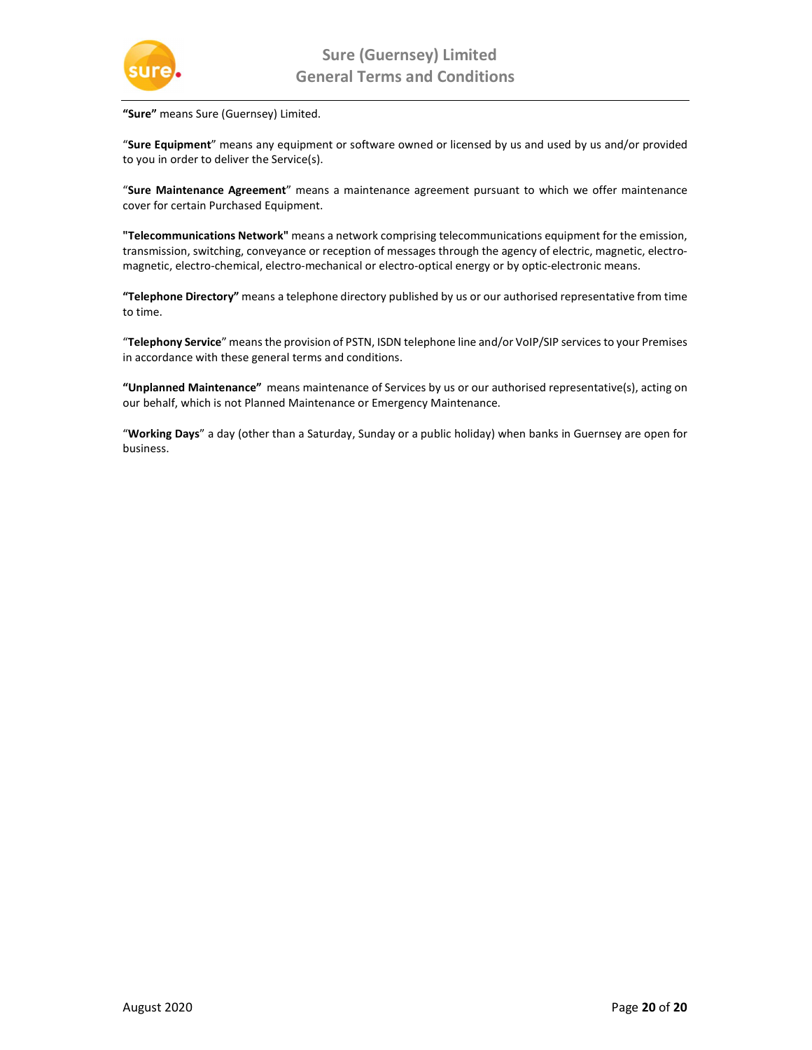**"Sure"** means Sure (Guernsey) Limited.

"**Sure Equipment**" means any equipment or software owned or licensed by us and used by us and/or provided to you in order to deliver the Service(s).

"**Sure Maintenance Agreement**" means a maintenance agreement pursuant to which we offer maintenance cover for certain Purchased Equipment.

**"Telecommunications Network"** means a network comprising telecommunications equipment for the emission, transmission, switching, conveyance or reception of messages through the agency of electric, magnetic, electro-magnetic, electro-chemical, electro-mechanical or electro-optical energy or by optic-electronic means.

**"Telephone Directory"** means a telephone directory published by us or our authorised representative from time to time.

"**Telephony Service**" means the provision of PSTN, ISDN telephone line and/or VoIP/SIP services to your Premises in accordance with these general terms and conditions.

**"Unplanned Maintenance"** means maintenance of Services by us or our authorised representative(s), acting on our behalf, which is not Planned Maintenance or Emergency Maintenance.

"**Working Days**" a day (other than a Saturday, Sunday or a public holiday) when banks in Guernsey are open for business.